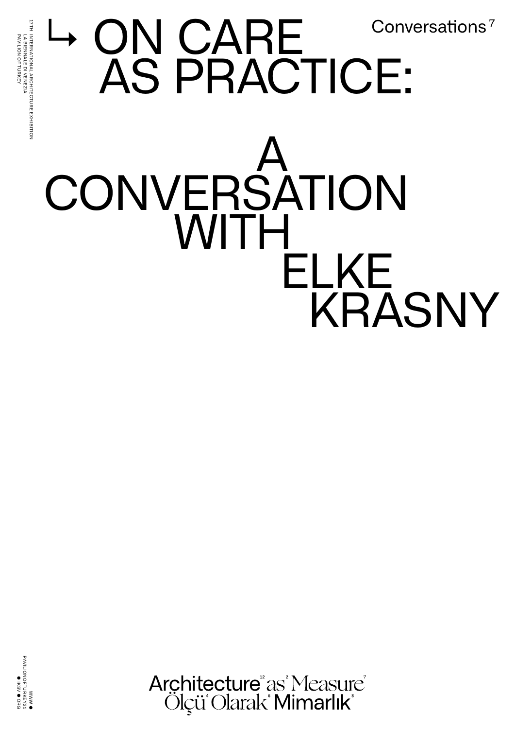17TH INTERNATIONAL ARCHITECTURE EXHIBITION
LA BIENNALE DI VENEZIA
PAVILION OF TURKEY

Conversations[7]

# ↳ ON CARE AS PRACTICE: A CONVERSATION WITH ELKE KRASNY

WWW • PAVILIONOFTURKEY21 • IKSV • ORG

Architecture[12] as[2] Measure[7]
Ölçü[4] Olarak[6] Mimarlık[8]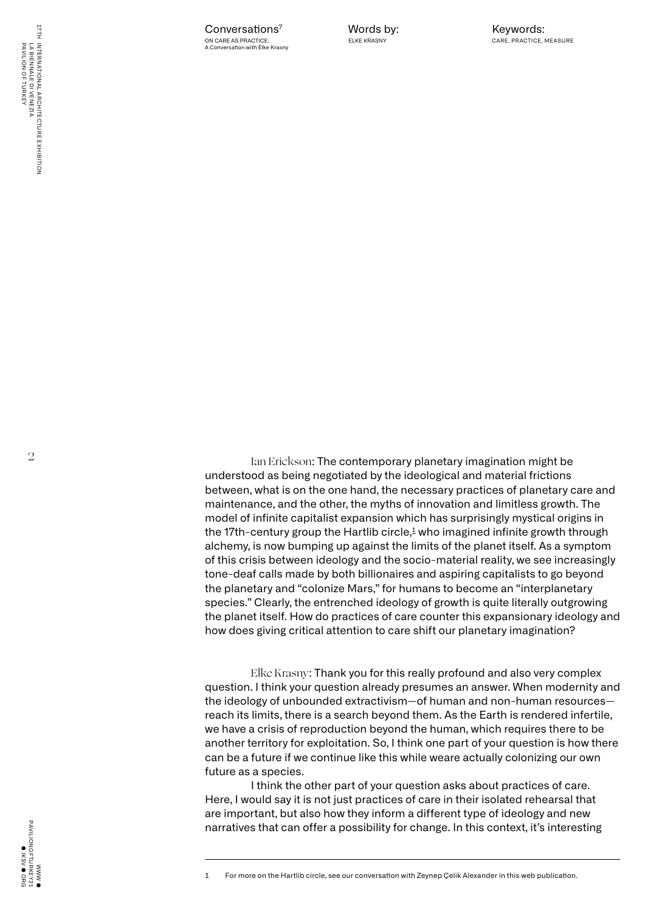Ian Erickson: The contemporary planetary imagination might be understood as being negotiated by the ideological and material frictions between, what is on the one hand, the necessary practices of planetary care and maintenance, and the other, the myths of innovation and limitless growth. The model of infinite capitalist expansion which has surprisingly mystical origins in the 17th-century group the Hartlib circle,[1] who imagined infinite growth through alchemy, is now bumping up against the limits of the planet itself. As a symptom of this crisis between ideology and the socio-material reality, we see increasingly tone-deaf calls made by both billionaires and aspiring capitalists to go beyond the planetary and "colonize Mars," for humans to become an "interplanetary species." Clearly, the entrenched ideology of growth is quite literally outgrowing the planet itself. How do practices of care counter this expansionary ideology and how does giving critical attention to care shift our planetary imagination?

Elke Krasny: Thank you for this really profound and also very complex question. I think your question already presumes an answer. When modernity and the ideology of unbounded extractivism—of human and non-human resources—reach its limits, there is a search beyond them. As the Earth is rendered infertile, we have a crisis of reproduction beyond the human, which requires there to be another territory for exploitation. So, I think one part of your question is how there can be a future if we continue like this while weare actually colonizing our own future as a species.

I think the other part of your question asks about practices of care. Here, I would say it is not just practices of care in their isolated rehearsal that are important, but also how they inform a different type of ideology and new narratives that can offer a possibility for change. In this context, it's interesting

1 For more on the Hartlib circle, see our conversation with Zeynep Çelik Alexander in this web publication.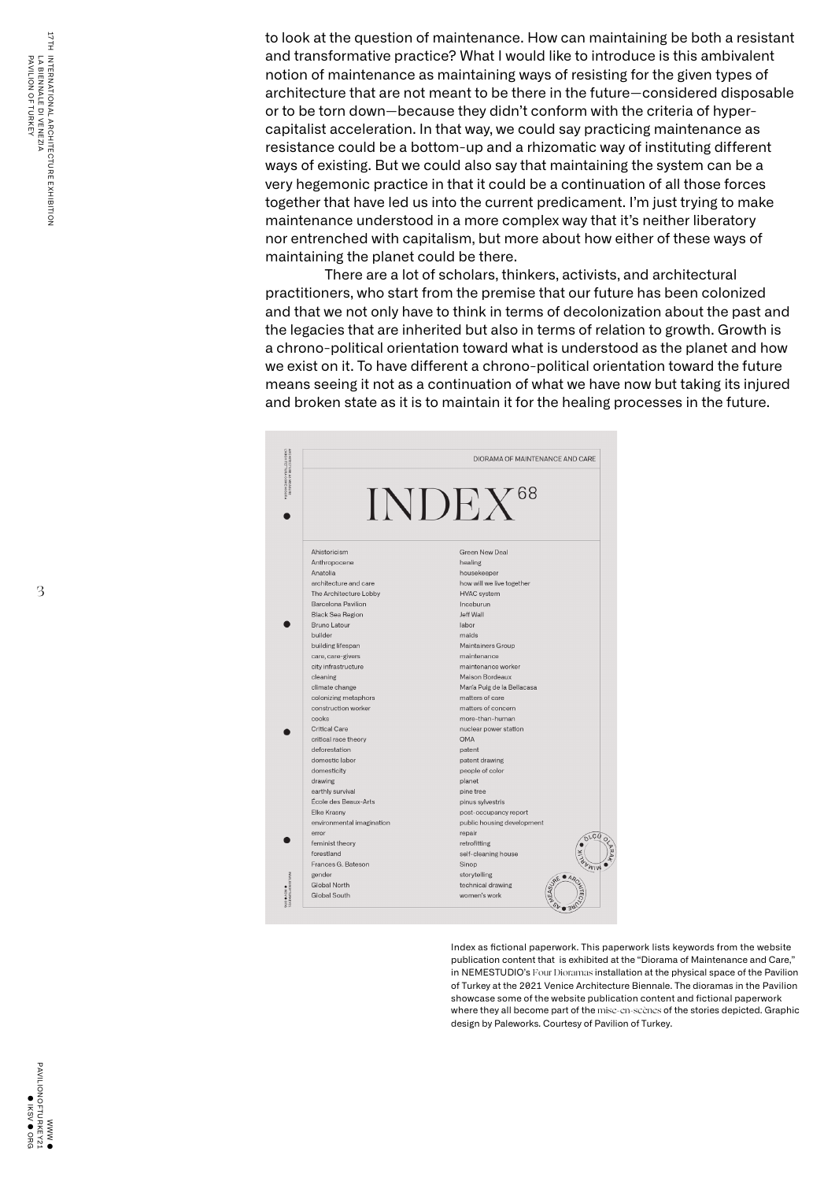to look at the question of maintenance. How can maintaining be both a resistant and transformative practice? What I would like to introduce is this ambivalent notion of maintenance as maintaining ways of resisting for the given types of architecture that are not meant to be there in the future—considered disposable or to be torn down—because they didn't conform with the criteria of hyper-capitalist acceleration. In that way, we could say practicing maintenance as resistance could be a bottom-up and a rhizomatic way of instituting different ways of existing. But we could also say that maintaining the system can be a very hegemonic practice in that it could be a continuation of all those forces together that have led us into the current predicament. I'm just trying to make maintenance understood in a more complex way that it's neither liberatory nor entrenched with capitalism, but more about how either of these ways of maintaining the planet could be there.

There are a lot of scholars, thinkers, activists, and architectural practitioners, who start from the premise that our future has been colonized and that we not only have to think in terms of decolonization about the past and the legacies that are inherited but also in terms of relation to growth. Growth is a chrono-political orientation toward what is understood as the planet and how we exist on it. To have different a chrono-political orientation toward the future means seeing it not as a continuation of what we have now but taking its injured and broken state as it is to maintain it for the healing processes in the future.

DIORAMA OF MAINTENANCE AND CARE

# INDEX[68]

| | |
|---|---|
| Ahistoricism | Green New Deal |
| Anthropocene | healing |
| Anatolia | housekeeper |
| architecture and care | how will we live together |
| The Architecture Lobby | HVAC system |
| Barcelona Pavilion | Inceburun |
| Black Sea Region | Jeff Wall |
| Bruno Latour | labor |
| builder | maids |
| building lifespan | Maintainers Group |
| care, care-givers | maintenance |
| city infrastructure | maintenance worker |
| cleaning | Maison Bordeaux |
| climate change | María Puig de la Bellacasa |
| colonizing metaphors | matters of care |
| construction worker | matters of concern |
| cooks | more-than-human |
| Critical Care | nuclear power station |
| critical race theory | OMA |
| deforestation | patent |
| domestic labor | patent drawing |
| domesticity | people of color |
| drawing | planet |
| earthly survival | pine tree |
| École des Beaux-Arts | pinus sylvestris |
| Elke Krasny | post-occupancy report |
| environmental imagination | public housing development |
| error | repair |
| feminist theory | retrofitting |
| forestland | self-cleaning house |
| Frances G. Bateson | Sinop |
| gender | storytelling |
| Global North | technical drawing |
| Global South | women's work |

Index as fictional paperwork. This paperwork lists keywords from the website publication content that is exhibited at the "Diorama of Maintenance and Care," in NEMESTUDIO's *Four Dioramas* installation at the physical space of the Pavilion of Turkey at the 2021 Venice Architecture Biennale. The dioramas in the Pavilion showcase some of the website publication content and fictional paperwork where they all become part of the *mise-en-scènes* of the stories depicted. Graphic design by Paleworks. Courtesy of Pavilion of Turkey.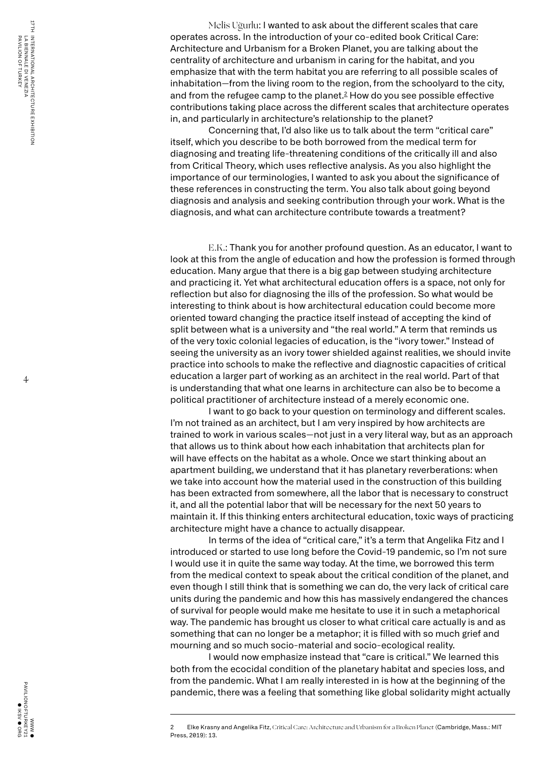Melis Uğurlu: I wanted to ask about the different scales that care operates across. In the introduction of your co-edited book Critical Care: Architecture and Urbanism for a Broken Planet, you are talking about the centrality of architecture and urbanism in caring for the habitat, and you emphasize that with the term habitat you are referring to all possible scales of inhabitation—from the living room to the region, from the schoolyard to the city, and from the refugee camp to the planet.[2] How do you see possible effective contributions taking place across the different scales that architecture operates in, and particularly in architecture's relationship to the planet?

Concerning that, I'd also like us to talk about the term "critical care" itself, which you describe to be both borrowed from the medical term for diagnosing and treating life-threatening conditions of the critically ill and also from Critical Theory, which uses reflective analysis. As you also highlight the importance of our terminologies, I wanted to ask you about the significance of these references in constructing the term. You also talk about going beyond diagnosis and analysis and seeking contribution through your work. What is the diagnosis, and what can architecture contribute towards a treatment?

E.K.: Thank you for another profound question. As an educator, I want to look at this from the angle of education and how the profession is formed through education. Many argue that there is a big gap between studying architecture and practicing it. Yet what architectural education offers is a space, not only for reflection but also for diagnosing the ills of the profession. So what would be interesting to think about is how architectural education could become more oriented toward changing the practice itself instead of accepting the kind of split between what is a university and "the real world." A term that reminds us of the very toxic colonial legacies of education, is the "ivory tower." Instead of seeing the university as an ivory tower shielded against realities, we should invite practice into schools to make the reflective and diagnostic capacities of critical education a larger part of working as an architect in the real world. Part of that is understanding that what one learns in architecture can also be to become a political practitioner of architecture instead of a merely economic one.

I want to go back to your question on terminology and different scales. I'm not trained as an architect, but I am very inspired by how architects are trained to work in various scales—not just in a very literal way, but as an approach that allows us to think about how each inhabitation that architects plan for will have effects on the habitat as a whole. Once we start thinking about an apartment building, we understand that it has planetary reverberations: when we take into account how the material used in the construction of this building has been extracted from somewhere, all the labor that is necessary to construct it, and all the potential labor that will be necessary for the next 50 years to maintain it. If this thinking enters architectural education, toxic ways of practicing architecture might have a chance to actually disappear.

In terms of the idea of "critical care," it's a term that Angelika Fitz and I introduced or started to use long before the Covid-19 pandemic, so I'm not sure I would use it in quite the same way today. At the time, we borrowed this term from the medical context to speak about the critical condition of the planet, and even though I still think that is something we can do, the very lack of critical care units during the pandemic and how this has massively endangered the chances of survival for people would make me hesitate to use it in such a metaphorical way. The pandemic has brought us closer to what critical care actually is and as something that can no longer be a metaphor; it is filled with so much grief and mourning and so much socio-material and socio-ecological reality.

I would now emphasize instead that "care is critical." We learned this both from the ecocidal condition of the planetary habitat and species loss, and from the pandemic. What I am really interested in is how at the beginning of the pandemic, there was a feeling that something like global solidarity might actually

---

2 Elke Krasny and Angelika Fitz, Critical Care: Architecture and Urbanism for a Broken Planet (Cambridge, Mass.: MIT Press, 2019): 13.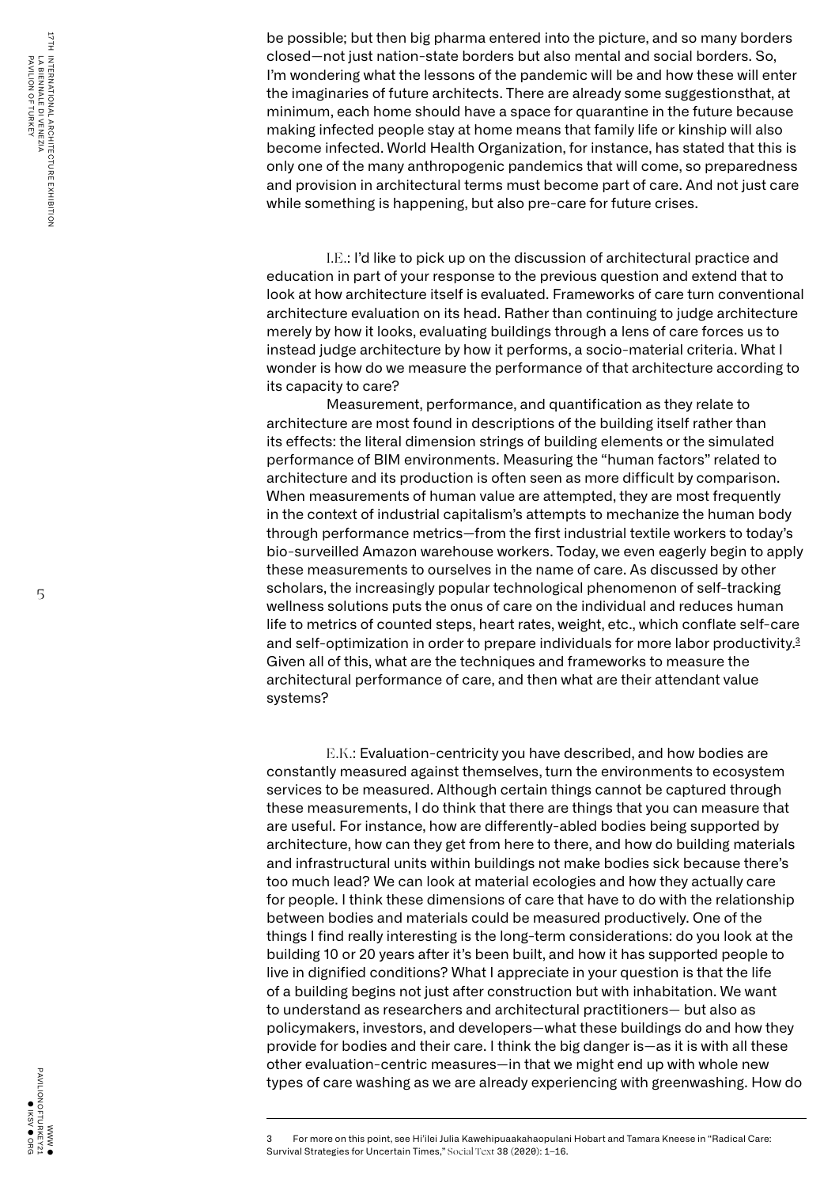be possible; but then big pharma entered into the picture, and so many borders closed—not just nation-state borders but also mental and social borders. So, I'm wondering what the lessons of the pandemic will be and how these will enter the imaginaries of future architects. There are already some suggestionsthat, at minimum, each home should have a space for quarantine in the future because making infected people stay at home means that family life or kinship will also become infected. World Health Organization, for instance, has stated that this is only one of the many anthropogenic pandemics that will come, so preparedness and provision in architectural terms must become part of care. And not just care while something is happening, but also pre-care for future crises.

I.E.: I'd like to pick up on the discussion of architectural practice and education in part of your response to the previous question and extend that to look at how architecture itself is evaluated. Frameworks of care turn conventional architecture evaluation on its head. Rather than continuing to judge architecture merely by how it looks, evaluating buildings through a lens of care forces us to instead judge architecture by how it performs, a socio-material criteria. What I wonder is how do we measure the performance of that architecture according to its capacity to care?

Measurement, performance, and quantification as they relate to architecture are most found in descriptions of the building itself rather than its effects: the literal dimension strings of building elements or the simulated performance of BIM environments. Measuring the "human factors" related to architecture and its production is often seen as more difficult by comparison. When measurements of human value are attempted, they are most frequently in the context of industrial capitalism's attempts to mechanize the human body through performance metrics—from the first industrial textile workers to today's bio-surveilled Amazon warehouse workers. Today, we even eagerly begin to apply these measurements to ourselves in the name of care. As discussed by other scholars, the increasingly popular technological phenomenon of self-tracking wellness solutions puts the onus of care on the individual and reduces human life to metrics of counted steps, heart rates, weight, etc., which conflate self-care and self-optimization in order to prepare individuals for more labor productivity.[3] Given all of this, what are the techniques and frameworks to measure the architectural performance of care, and then what are their attendant value systems?

E.K.: Evaluation-centricity you have described, and how bodies are constantly measured against themselves, turn the environments to ecosystem services to be measured. Although certain things cannot be captured through these measurements, I do think that there are things that you can measure that are useful. For instance, how are differently-abled bodies being supported by architecture, how can they get from here to there, and how do building materials and infrastructural units within buildings not make bodies sick because there's too much lead? We can look at material ecologies and how they actually care for people. I think these dimensions of care that have to do with the relationship between bodies and materials could be measured productively. One of the things I find really interesting is the long-term considerations: do you look at the building 10 or 20 years after it's been built, and how it has supported people to live in dignified conditions? What I appreciate in your question is that the life of a building begins not just after construction but with inhabitation. We want to understand as researchers and architectural practitioners— but also as policymakers, investors, and developers—what these buildings do and how they provide for bodies and their care. I think the big danger is—as it is with all these other evaluation-centric measures—in that we might end up with whole new types of care washing as we are already experiencing with greenwashing. How do

---

3 For more on this point, see Hi'ilei Julia Kawehipuaakahaopulani Hobart and Tamara Kneese in "Radical Care: Survival Strategies for Uncertain Times," *Social Text* 38 (2020): 1–16.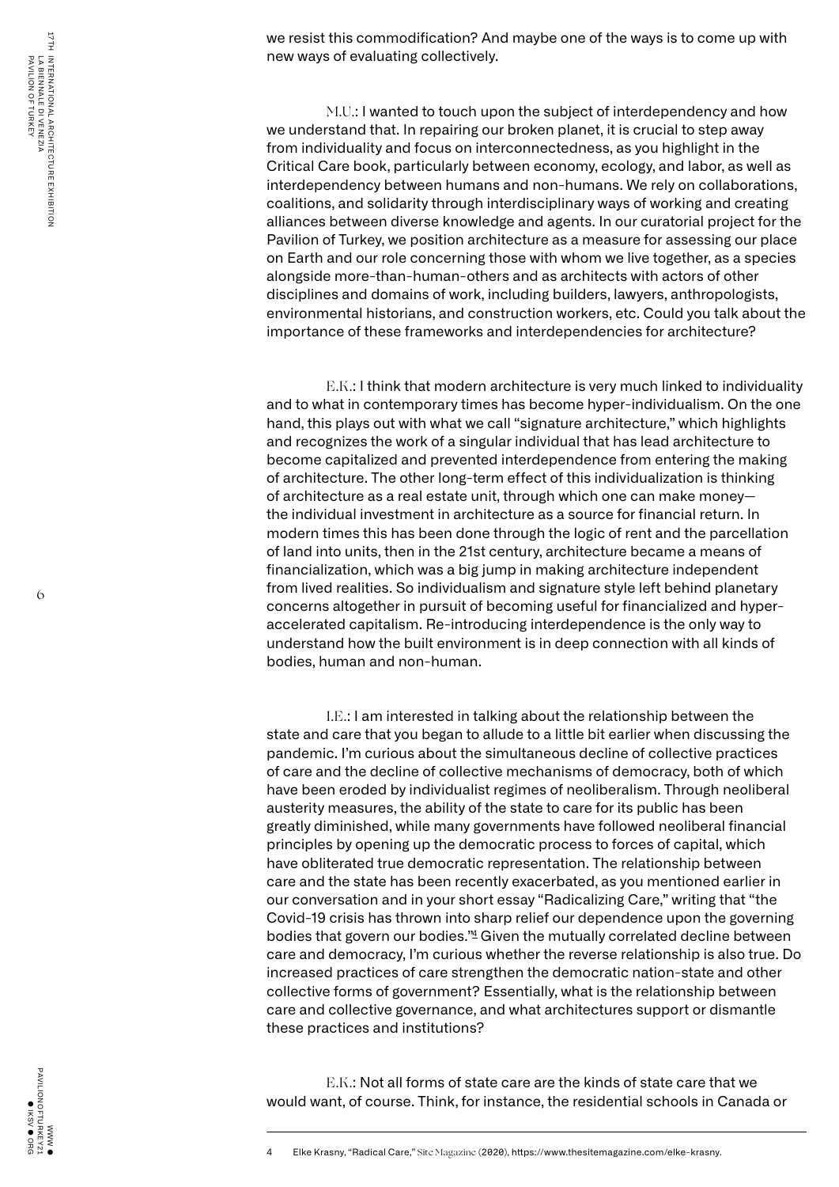we resist this commodification? And maybe one of the ways is to come up with new ways of evaluating collectively.

M.U.: I wanted to touch upon the subject of interdependency and how we understand that. In repairing our broken planet, it is crucial to step away from individuality and focus on interconnectedness, as you highlight in the Critical Care book, particularly between economy, ecology, and labor, as well as interdependency between humans and non-humans. We rely on collaborations, coalitions, and solidarity through interdisciplinary ways of working and creating alliances between diverse knowledge and agents. In our curatorial project for the Pavilion of Turkey, we position architecture as a measure for assessing our place on Earth and our role concerning those with whom we live together, as a species alongside more-than-human-others and as architects with actors of other disciplines and domains of work, including builders, lawyers, anthropologists, environmental historians, and construction workers, etc. Could you talk about the importance of these frameworks and interdependencies for architecture?

E.K.: I think that modern architecture is very much linked to individuality and to what in contemporary times has become hyper-individualism. On the one hand, this plays out with what we call "signature architecture," which highlights and recognizes the work of a singular individual that has lead architecture to become capitalized and prevented interdependence from entering the making of architecture. The other long-term effect of this individualization is thinking of architecture as a real estate unit, through which one can make money—the individual investment in architecture as a source for financial return. In modern times this has been done through the logic of rent and the parcellation of land into units, then in the 21st century, architecture became a means of financialization, which was a big jump in making architecture independent from lived realities. So individualism and signature style left behind planetary concerns altogether in pursuit of becoming useful for financialized and hyper-accelerated capitalism. Re-introducing interdependence is the only way to understand how the built environment is in deep connection with all kinds of bodies, human and non-human.

I.E.: I am interested in talking about the relationship between the state and care that you began to allude to a little bit earlier when discussing the pandemic. I'm curious about the simultaneous decline of collective practices of care and the decline of collective mechanisms of democracy, both of which have been eroded by individualist regimes of neoliberalism. Through neoliberal austerity measures, the ability of the state to care for its public has been greatly diminished, while many governments have followed neoliberal financial principles by opening up the democratic process to forces of capital, which have obliterated true democratic representation. The relationship between care and the state has been recently exacerbated, as you mentioned earlier in our conversation and in your short essay "Radicalizing Care," writing that "the Covid-19 crisis has thrown into sharp relief our dependence upon the governing bodies that govern our bodies."[4] Given the mutually correlated decline between care and democracy, I'm curious whether the reverse relationship is also true. Do increased practices of care strengthen the democratic nation-state and other collective forms of government? Essentially, what is the relationship between care and collective governance, and what architectures support or dismantle these practices and institutions?

E.K.: Not all forms of state care are the kinds of state care that we would want, of course. Think, for instance, the residential schools in Canada or

4 Elke Krasny, "Radical Care," *Site Magazine* (2020), https://www.thesitemagazine.com/elke-krasny.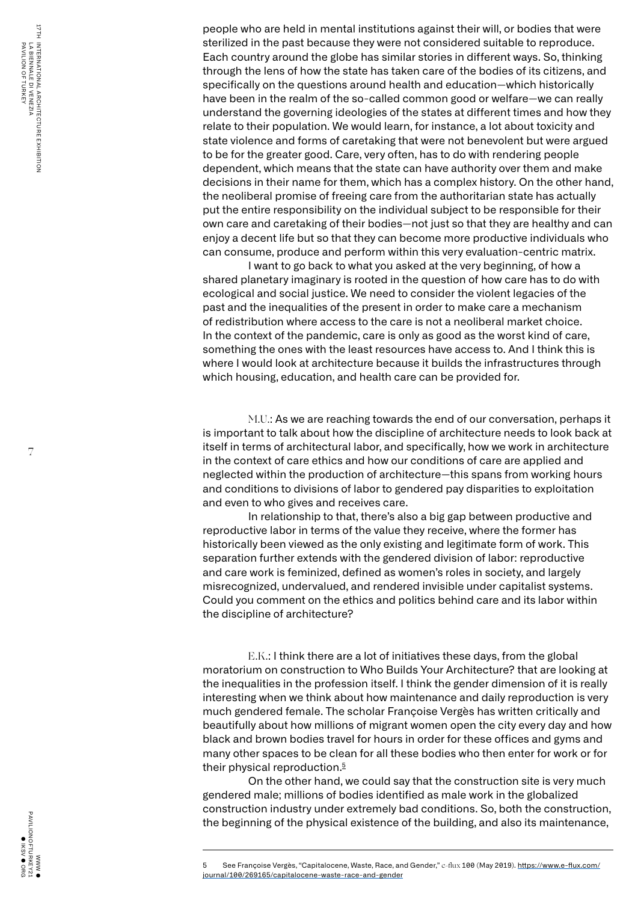people who are held in mental institutions against their will, or bodies that were sterilized in the past because they were not considered suitable to reproduce. Each country around the globe has similar stories in different ways. So, thinking through the lens of how the state has taken care of the bodies of its citizens, and specifically on the questions around health and education—which historically have been in the realm of the so-called common good or welfare—we can really understand the governing ideologies of the states at different times and how they relate to their population. We would learn, for instance, a lot about toxicity and state violence and forms of caretaking that were not benevolent but were argued to be for the greater good. Care, very often, has to do with rendering people dependent, which means that the state can have authority over them and make decisions in their name for them, which has a complex history. On the other hand, the neoliberal promise of freeing care from the authoritarian state has actually put the entire responsibility on the individual subject to be responsible for their own care and caretaking of their bodies—not just so that they are healthy and can enjoy a decent life but so that they can become more productive individuals who can consume, produce and perform within this very evaluation-centric matrix.

I want to go back to what you asked at the very beginning, of how a shared planetary imaginary is rooted in the question of how care has to do with ecological and social justice. We need to consider the violent legacies of the past and the inequalities of the present in order to make care a mechanism of redistribution where access to the care is not a neoliberal market choice. In the context of the pandemic, care is only as good as the worst kind of care, something the ones with the least resources have access to. And I think this is where I would look at architecture because it builds the infrastructures through which housing, education, and health care can be provided for.

M.U.: As we are reaching towards the end of our conversation, perhaps it is important to talk about how the discipline of architecture needs to look back at itself in terms of architectural labor, and specifically, how we work in architecture in the context of care ethics and how our conditions of care are applied and neglected within the production of architecture—this spans from working hours and conditions to divisions of labor to gendered pay disparities to exploitation and even to who gives and receives care.

In relationship to that, there's also a big gap between productive and reproductive labor in terms of the value they receive, where the former has historically been viewed as the only existing and legitimate form of work. This separation further extends with the gendered division of labor: reproductive and care work is feminized, defined as women's roles in society, and largely misrecognized, undervalued, and rendered invisible under capitalist systems. Could you comment on the ethics and politics behind care and its labor within the discipline of architecture?

E.K.: I think there are a lot of initiatives these days, from the global moratorium on construction to Who Builds Your Architecture? that are looking at the inequalities in the profession itself. I think the gender dimension of it is really interesting when we think about how maintenance and daily reproduction is very much gendered female. The scholar Françoise Vergès has written critically and beautifully about how millions of migrant women open the city every day and how black and brown bodies travel for hours in order for these offices and gyms and many other spaces to be clean for all these bodies who then enter for work or for their physical reproduction.[5]

On the other hand, we could say that the construction site is very much gendered male; millions of bodies identified as male work in the globalized construction industry under extremely bad conditions. So, both the construction, the beginning of the physical existence of the building, and also its maintenance,

---

5 See Françoise Vergès, "Capitalocene, Waste, Race, and Gender," e-flux 100 (May 2019). https://www.e-flux.com/journal/100/269165/capitalocene-waste-race-and-gender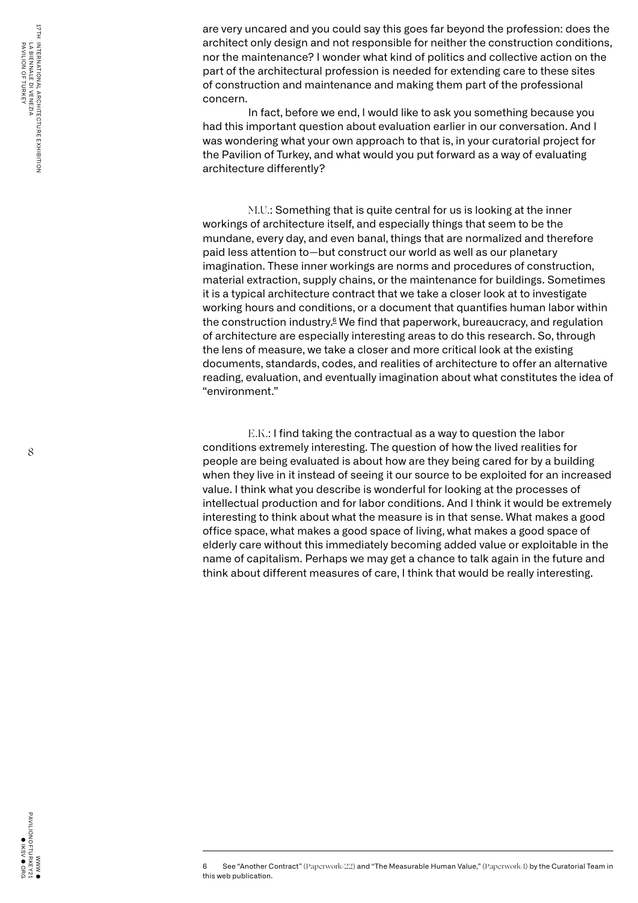are very uncared and you could say this goes far beyond the profession: does the architect only design and not responsible for neither the construction conditions, nor the maintenance? I wonder what kind of politics and collective action on the part of the architectural profession is needed for extending care to these sites of construction and maintenance and making them part of the professional concern.

In fact, before we end, I would like to ask you something because you had this important question about evaluation earlier in our conversation. And I was wondering what your own approach to that is, in your curatorial project for the Pavilion of Turkey, and what would you put forward as a way of evaluating architecture differently?

M.U.: Something that is quite central for us is looking at the inner workings of architecture itself, and especially things that seem to be the mundane, every day, and even banal, things that are normalized and therefore paid less attention to—but construct our world as well as our planetary imagination. These inner workings are norms and procedures of construction, material extraction, supply chains, or the maintenance for buildings. Sometimes it is a typical architecture contract that we take a closer look at to investigate working hours and conditions, or a document that quantifies human labor within the construction industry.[6] We find that paperwork, bureaucracy, and regulation of architecture are especially interesting areas to do this research. So, through the lens of measure, we take a closer and more critical look at the existing documents, standards, codes, and realities of architecture to offer an alternative reading, evaluation, and eventually imagination about what constitutes the idea of "environment."

E.K.: I find taking the contractual as a way to question the labor conditions extremely interesting. The question of how the lived realities for people are being evaluated is about how are they being cared for by a building when they live in it instead of seeing it our source to be exploited for an increased value. I think what you describe is wonderful for looking at the processes of intellectual production and for labor conditions. And I think it would be extremely interesting to think about what the measure is in that sense. What makes a good office space, what makes a good space of living, what makes a good space of elderly care without this immediately becoming added value or exploitable in the name of capitalism. Perhaps we may get a chance to talk again in the future and think about different measures of care, I think that would be really interesting.

---

6 See "Another Contract" (Paperwork-22) and "The Measurable Human Value," (Paperwork-1) by the Curatorial Team in this web publication.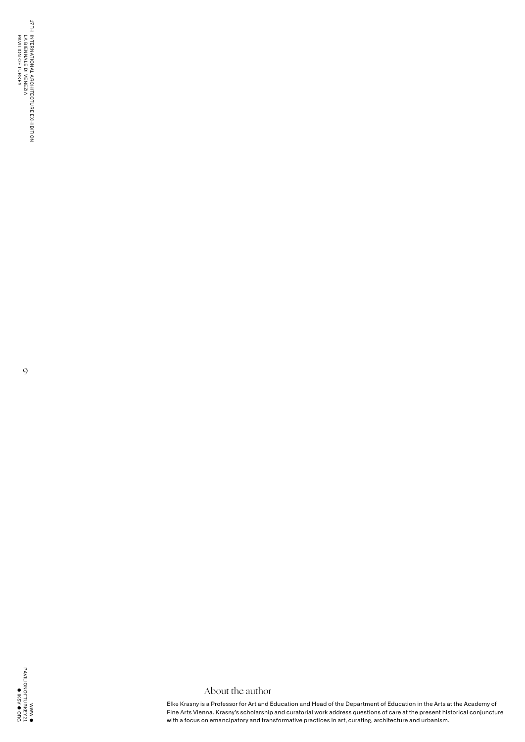## About the author

Elke Krasny is a Professor for Art and Education and Head of the Department of Education in the Arts at the Academy of Fine Arts Vienna. Krasny's scholarship and curatorial work address questions of care at the present historical conjuncture with a focus on emancipatory and transformative practices in art, curating, architecture and urbanism.